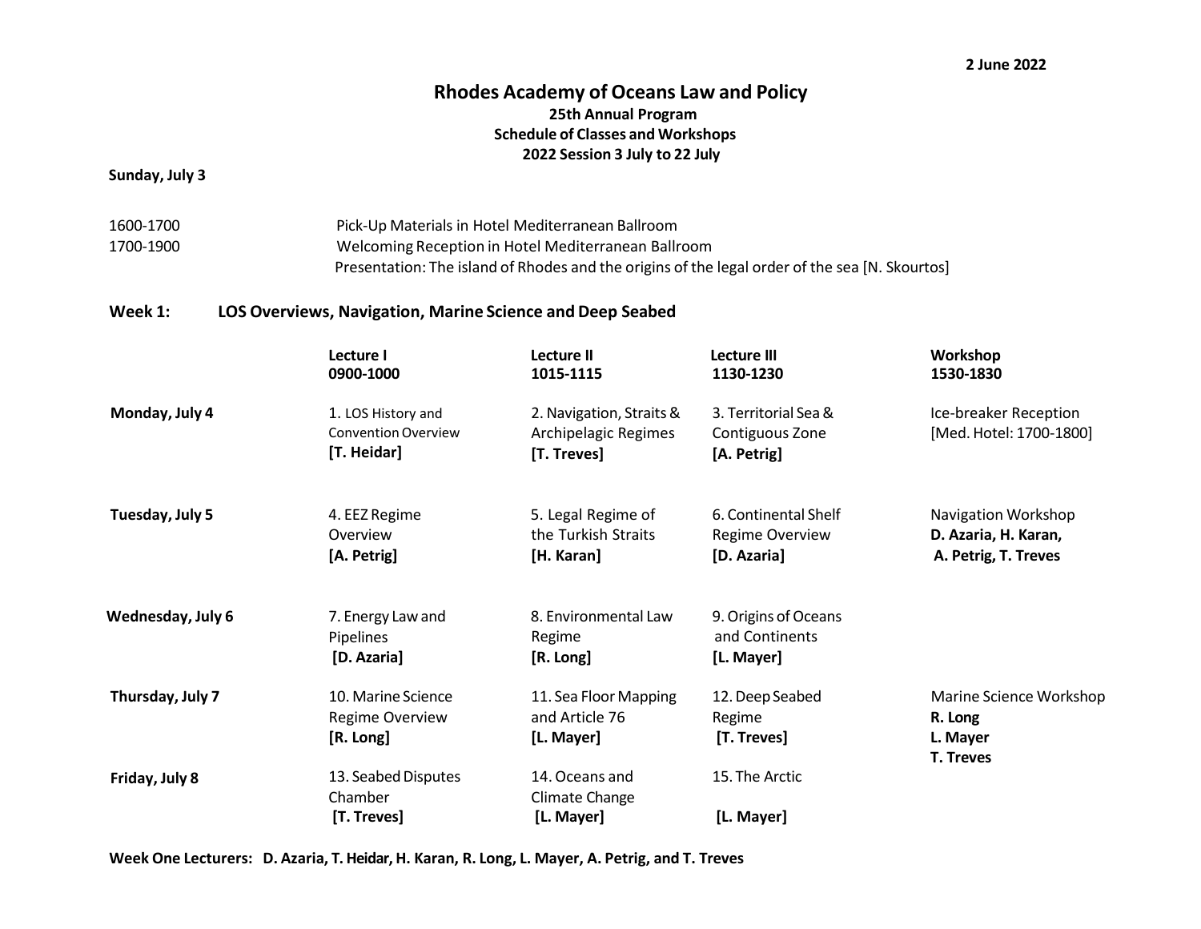2 June 2022

# Rhodes Academy of Oceans Law and Policy

## 25th Annual Program
## Schedule of Classes and Workshops
## 2022 Session 3 July to 22 July

**Sunday, July 3**

| | |
|---|---|
| 1600-1700 | Pick-Up Materials in Hotel Mediterranean Ballroom |
| 1700-1900 | Welcoming Reception in Hotel Mediterranean Ballroom<br>Presentation: The island of Rhodes and the origins of the legal order of the sea [N. Skourtos] |

### Week 1: LOS Overviews, Navigation, Marine Science and Deep Seabed

| | Lecture I<br>0900-1000 | Lecture II<br>1015-1115 | Lecture III<br>1130-1230 | Workshop<br>1530-1830 |
|---|---|---|---|---|
| **Monday, July 4** | 1. LOS History and Convention Overview<br>**[T. Heidar]** | 2. Navigation, Straits & Archipelagic Regimes<br>**[T. Treves]** | 3. Territorial Sea & Contiguous Zone<br>**[A. Petrig]** | Ice-breaker Reception<br>[Med. Hotel: 1700-1800] |
| **Tuesday, July 5** | 4. EEZ Regime Overview<br>**[A. Petrig]** | 5. Legal Regime of the Turkish Straits<br>**[H. Karan]** | 6. Continental Shelf Regime Overview<br>**[D. Azaria]** | Navigation Workshop<br>**D. Azaria, H. Karan, A. Petrig, T. Treves** |
| **Wednesday, July 6** | 7. Energy Law and Pipelines<br>**[D. Azaria]** | 8. Environmental Law Regime<br>**[R. Long]** | 9. Origins of Oceans and Continents<br>**[L. Mayer]** | |
| **Thursday, July 7** | 10. Marine Science Regime Overview<br>**[R. Long]** | 11. Sea Floor Mapping and Article 76<br>**[L. Mayer]** | 12. Deep Seabed Regime<br>**[T. Treves]** | Marine Science Workshop<br>**R. Long<br>L. Mayer<br>T. Treves** |
| **Friday, July 8** | 13. Seabed Disputes Chamber<br>**[T. Treves]** | 14. Oceans and Climate Change<br>**[L. Mayer]** | 15. The Arctic<br>**[L. Mayer]** | |

**Week One Lecturers: D. Azaria, T. Heidar, H. Karan, R. Long, L. Mayer, A. Petrig, and T. Treves**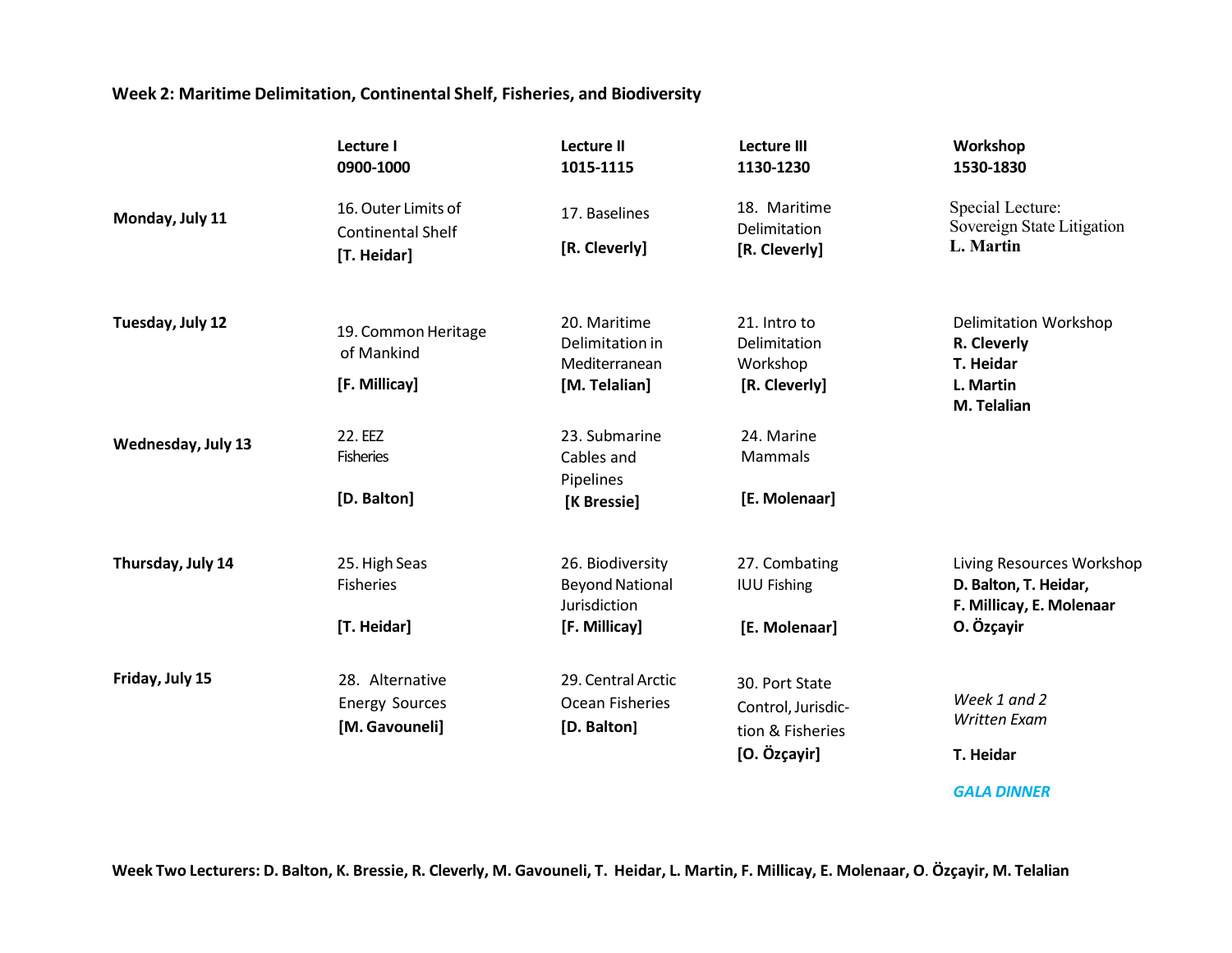**Week 2: Maritime Delimitation, Continental Shelf, Fisheries, and Biodiversity**

| | Lecture I 0900-1000 | Lecture II 1015-1115 | Lecture III 1130-1230 | Workshop 1530-1830 |
|---|---|---|---|---|
| **Monday, July 11** | 16. Outer Limits of Continental Shelf **[T. Heidar]** | 17. Baselines **[R. Cleverly]** | 18. Maritime Delimitation **[R. Cleverly]** | Special Lecture: Sovereign State Litigation **L. Martin** |
| **Tuesday, July 12** | 19. Common Heritage of Mankind **[F. Millicay]** | 20. Maritime Delimitation in Mediterranean **[M. Telalian]** | 21. Intro to Delimitation Workshop **[R. Cleverly]** | Delimitation Workshop **R. Cleverly** **T. Heidar** **L. Martin** **M. Telalian** |
| **Wednesday, July 13** | 22. EEZ Fisheries **[D. Balton]** | 23. Submarine Cables and Pipelines **[K Bressie]** | 24. Marine Mammals **[E. Molenaar]** | |
| **Thursday, July 14** | 25. High Seas Fisheries **[T. Heidar]** | 26. Biodiversity Beyond National Jurisdiction **[F. Millicay]** | 27. Combating IUU Fishing **[E. Molenaar]** | Living Resources Workshop **D. Balton, T. Heidar, F. Millicay, E. Molenaar O. Özçayir** |
| **Friday, July 15** | 28. Alternative Energy Sources **[M. Gavouneli]** | 29. Central Arctic Ocean Fisheries **[D. Balton]** | 30. Port State Control, Jurisdic-tion & Fisheries **[O. Özçayir]** | *Week 1 and 2 Written Exam* **T. Heidar** ***GALA DINNER*** |

**Week Two Lecturers: D. Balton, K. Bressie, R. Cleverly, M. Gavouneli, T. Heidar, L. Martin, F. Millicay, E. Molenaar, O. Özçayir, M. Telalian**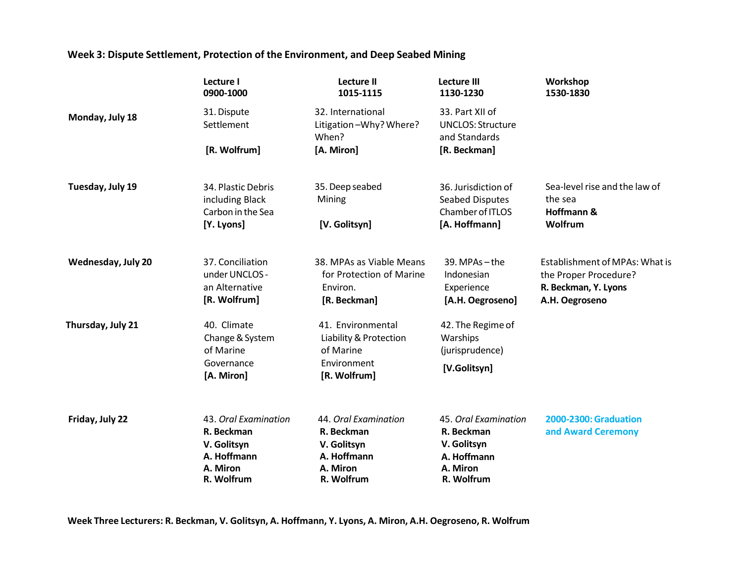**Week 3: Dispute Settlement, Protection of the Environment, and Deep Seabed Mining**

| | Lecture I 0900-1000 | Lecture II 1015-1115 | Lecture III 1130-1230 | Workshop 1530-1830 |
|---|---|---|---|---|
| **Monday, July 18** | 31. Dispute Settlement **[R. Wolfrum]** | 32. International Litigation –Why? Where? When? **[A. Miron]** | 33. Part XII of UNCLOS: Structure and Standards **[R. Beckman]** | |
| **Tuesday, July 19** | 34. Plastic Debris including Black Carbon in the Sea **[Y. Lyons]** | 35. Deep seabed Mining **[V. Golitsyn]** | 36. Jurisdiction of Seabed Disputes Chamber of ITLOS **[A. Hoffmann]** | Sea-level rise and the law of the sea **Hoffmann & Wolfrum** |
| **Wednesday, July 20** | 37. Conciliation under UNCLOS - an Alternative **[R. Wolfrum]** | 38. MPAs as Viable Means for Protection of Marine Environ. **[R. Beckman]** | 39. MPAs – the Indonesian Experience **[A.H. Oegroseno]** | Establishment of MPAs: What is the Proper Procedure? **R. Beckman, Y. Lyons A.H. Oegroseno** |
| **Thursday, July 21** | 40. Climate Change & System of Marine Governance **[A. Miron]** | 41. Environmental Liability & Protection of Marine Environment **[R. Wolfrum]** | 42. The Regime of Warships (jurisprudence) **[V.Golitsyn]** | |
| **Friday, July 22** | 43. *Oral Examination* **R. Beckman V. Golitsyn A. Hoffmann A. Miron R. Wolfrum** | 44. *Oral Examination* **R. Beckman V. Golitsyn A. Hoffmann A. Miron R. Wolfrum** | 45. *Oral Examination* **R. Beckman V. Golitsyn A. Hoffmann A. Miron R. Wolfrum** | **2000-2300: Graduation and Award Ceremony** |

**Week Three Lecturers: R. Beckman, V. Golitsyn, A. Hoffmann, Y. Lyons, A. Miron, A.H. Oegroseno, R. Wolfrum**